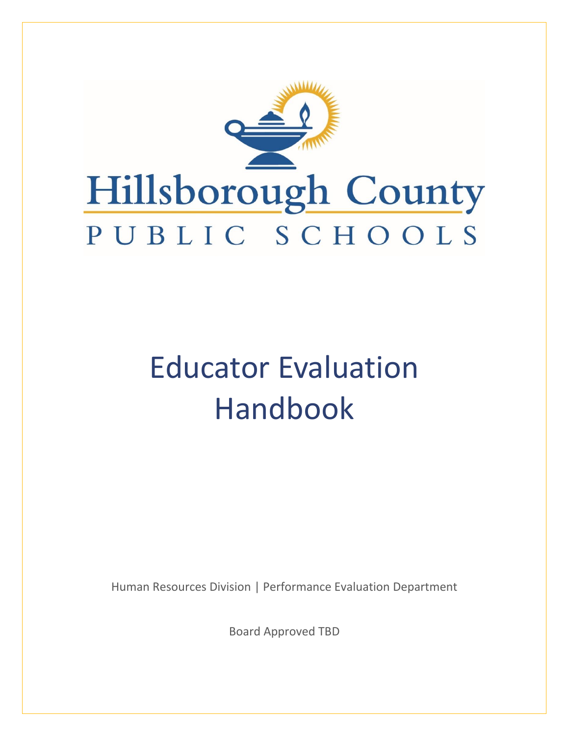Hillsborough County

PUBLIC SCHOOLS

# Educator Evaluation Handbook

Human Resources Division | Performance Evaluation Department

Board Approved TBD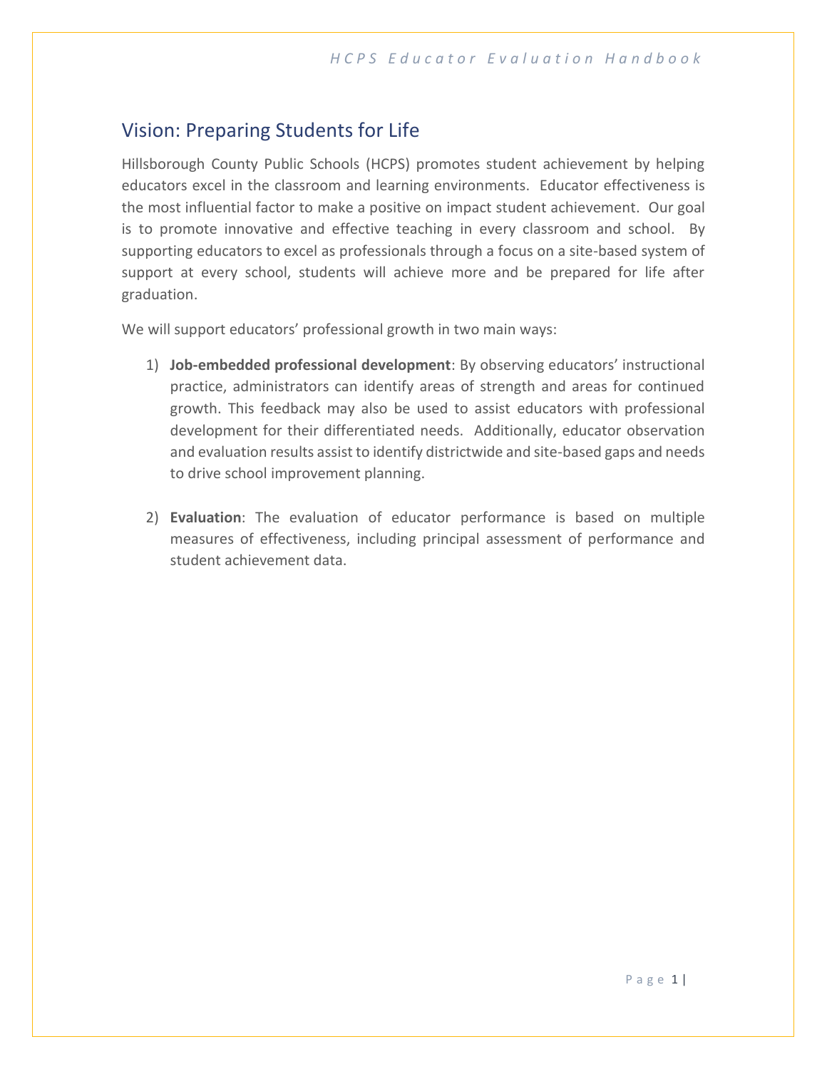## Vision: Preparing Students for Life

Hillsborough County Public Schools (HCPS) promotes student achievement by helping educators excel in the classroom and learning environments. Educator effectiveness is the most influential factor to make a positive on impact student achievement. Our goal is to promote innovative and effective teaching in every classroom and school. By supporting educators to excel as professionals through a focus on a site-based system of support at every school, students will achieve more and be prepared for life after graduation.

We will support educators' professional growth in two main ways:

1) **Job-embedded professional development**: By observing educators' instructional practice, administrators can identify areas of strength and areas for continued growth. This feedback may also be used to assist educators with professional development for their differentiated needs. Additionally, educator observation and evaluation results assist to identify districtwide and site-based gaps and needs to drive school improvement planning.

2) **Evaluation**: The evaluation of educator performance is based on multiple measures of effectiveness, including principal assessment of performance and student achievement data.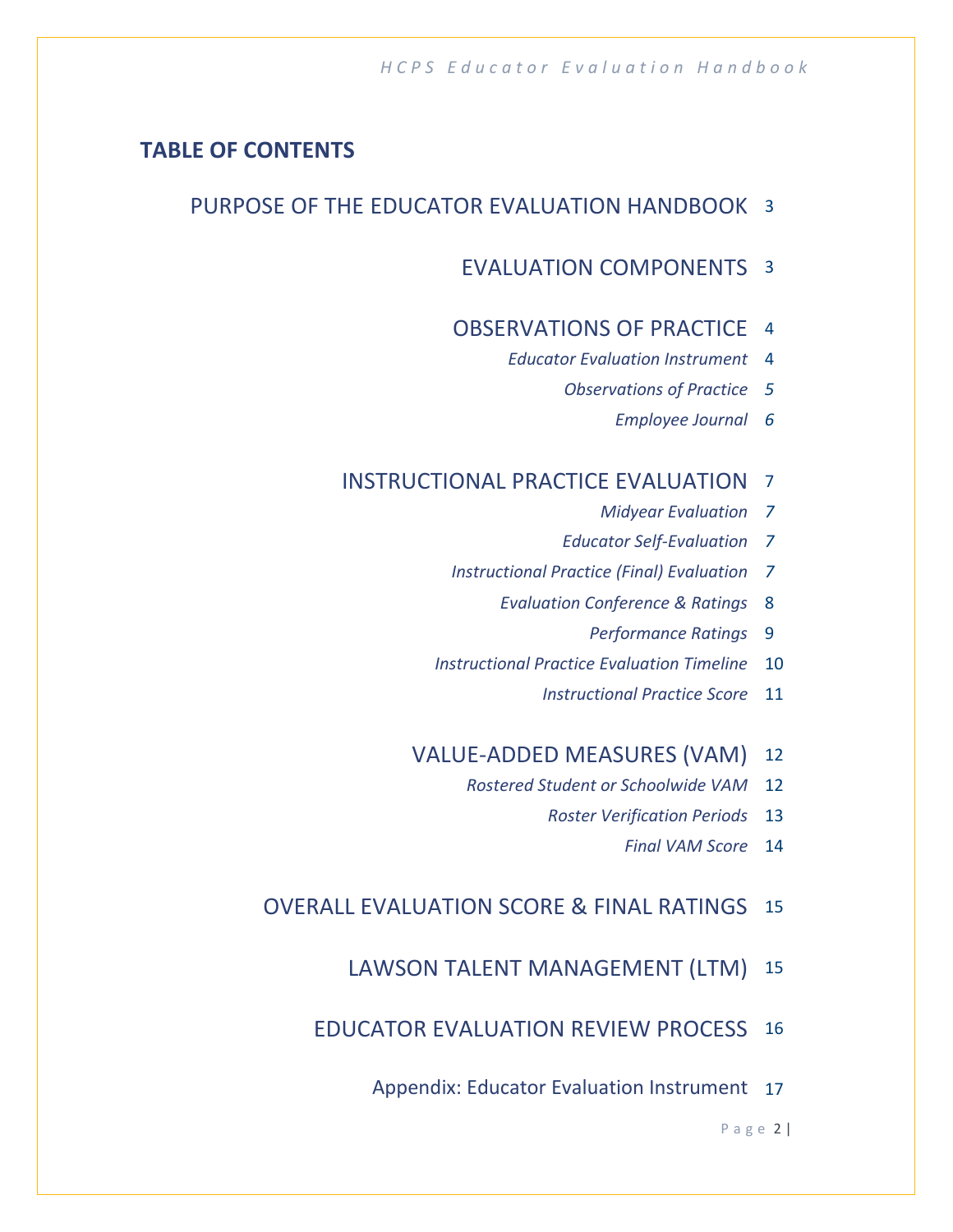## TABLE OF CONTENTS

| | |
|---|---|
| PURPOSE OF THE EDUCATOR EVALUATION HANDBOOK | 3 |
| EVALUATION COMPONENTS | 3 |
| OBSERVATIONS OF PRACTICE | 4 |
| *Educator Evaluation Instrument* | 4 |
| *Observations of Practice* | *5* |
| *Employee Journal* | *6* |
| INSTRUCTIONAL PRACTICE EVALUATION | 7 |
| *Midyear Evaluation* | *7* |
| *Educator Self-Evaluation* | *7* |
| *Instructional Practice (Final) Evaluation* | *7* |
| *Evaluation Conference & Ratings* | 8 |
| *Performance Ratings* | 9 |
| *Instructional Practice Evaluation Timeline* | 10 |
| *Instructional Practice Score* | 11 |
| VALUE-ADDED MEASURES (VAM) | 12 |
| *Rostered Student or Schoolwide VAM* | 12 |
| *Roster Verification Periods* | 13 |
| *Final VAM Score* | 14 |
| OVERALL EVALUATION SCORE & FINAL RATINGS | 15 |
| LAWSON TALENT MANAGEMENT (LTM) | 15 |
| EDUCATOR EVALUATION REVIEW PROCESS | 16 |
| Appendix: Educator Evaluation Instrument | 17 |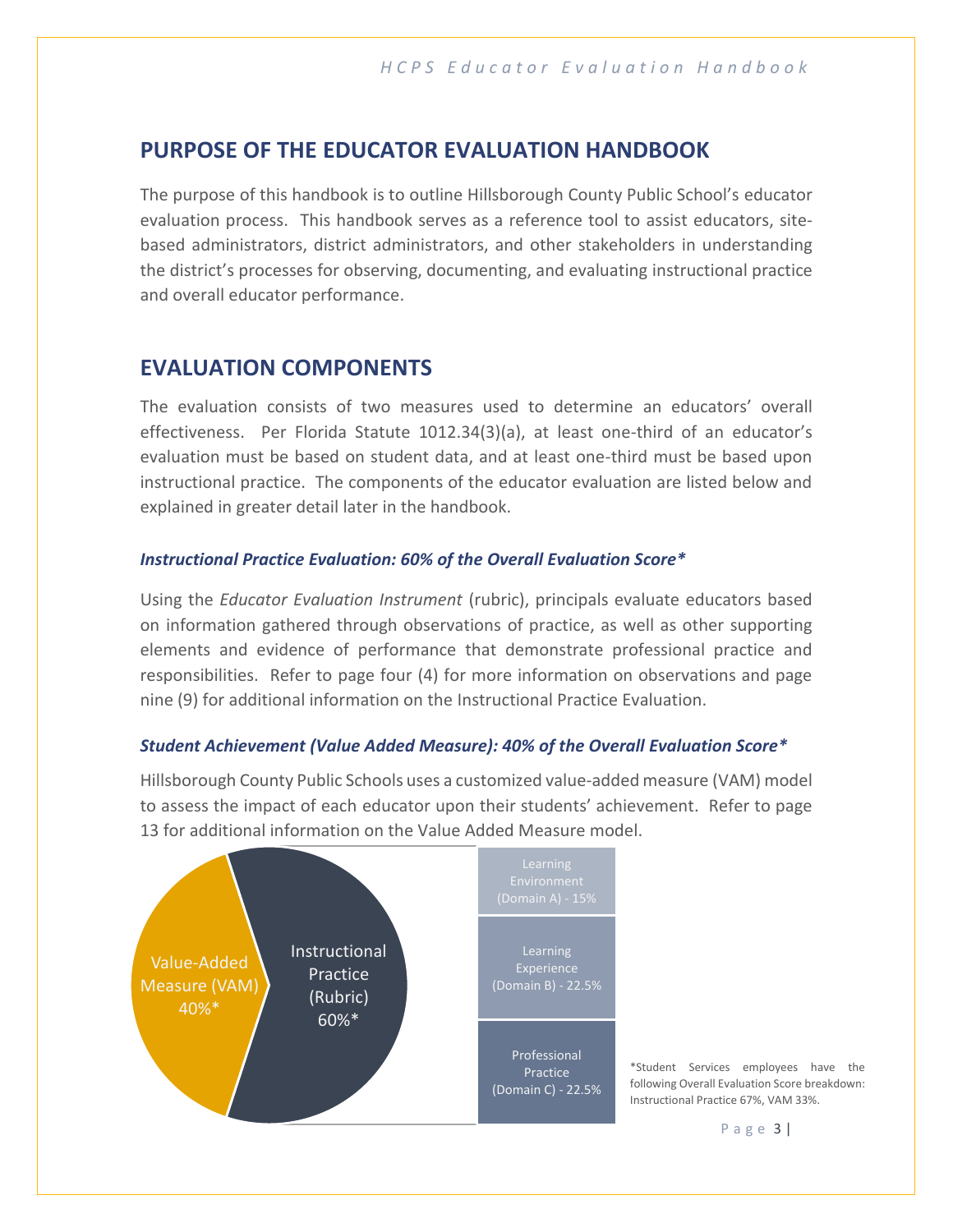## PURPOSE OF THE EDUCATOR EVALUATION HANDBOOK

The purpose of this handbook is to outline Hillsborough County Public School's educator evaluation process. This handbook serves as a reference tool to assist educators, site-based administrators, district administrators, and other stakeholders in understanding the district's processes for observing, documenting, and evaluating instructional practice and overall educator performance.

## EVALUATION COMPONENTS

The evaluation consists of two measures used to determine an educators' overall effectiveness. Per Florida Statute 1012.34(3)(a), at least one-third of an educator's evaluation must be based on student data, and at least one-third must be based upon instructional practice. The components of the educator evaluation are listed below and explained in greater detail later in the handbook.

### *Instructional Practice Evaluation: 60% of the Overall Evaluation Score**

Using the *Educator Evaluation Instrument* (rubric), principals evaluate educators based on information gathered through observations of practice, as well as other supporting elements and evidence of performance that demonstrate professional practice and responsibilities. Refer to page four (4) for more information on observations and page nine (9) for additional information on the Instructional Practice Evaluation.

### *Student Achievement (Value Added Measure): 40% of the Overall Evaluation Score**

Hillsborough County Public Schools uses a customized value-added measure (VAM) model to assess the impact of each educator upon their students' achievement. Refer to page 13 for additional information on the Value Added Measure model.

Value-Added Measure (VAM) 40%*

Instructional Practice (Rubric) 60%*

- Learning Environment (Domain A) - 15%
- Learning Experience (Domain B) - 22.5%
- Professional Practice (Domain C) - 22.5%

*Student Services employees have the following Overall Evaluation Score breakdown: Instructional Practice 67%, VAM 33%.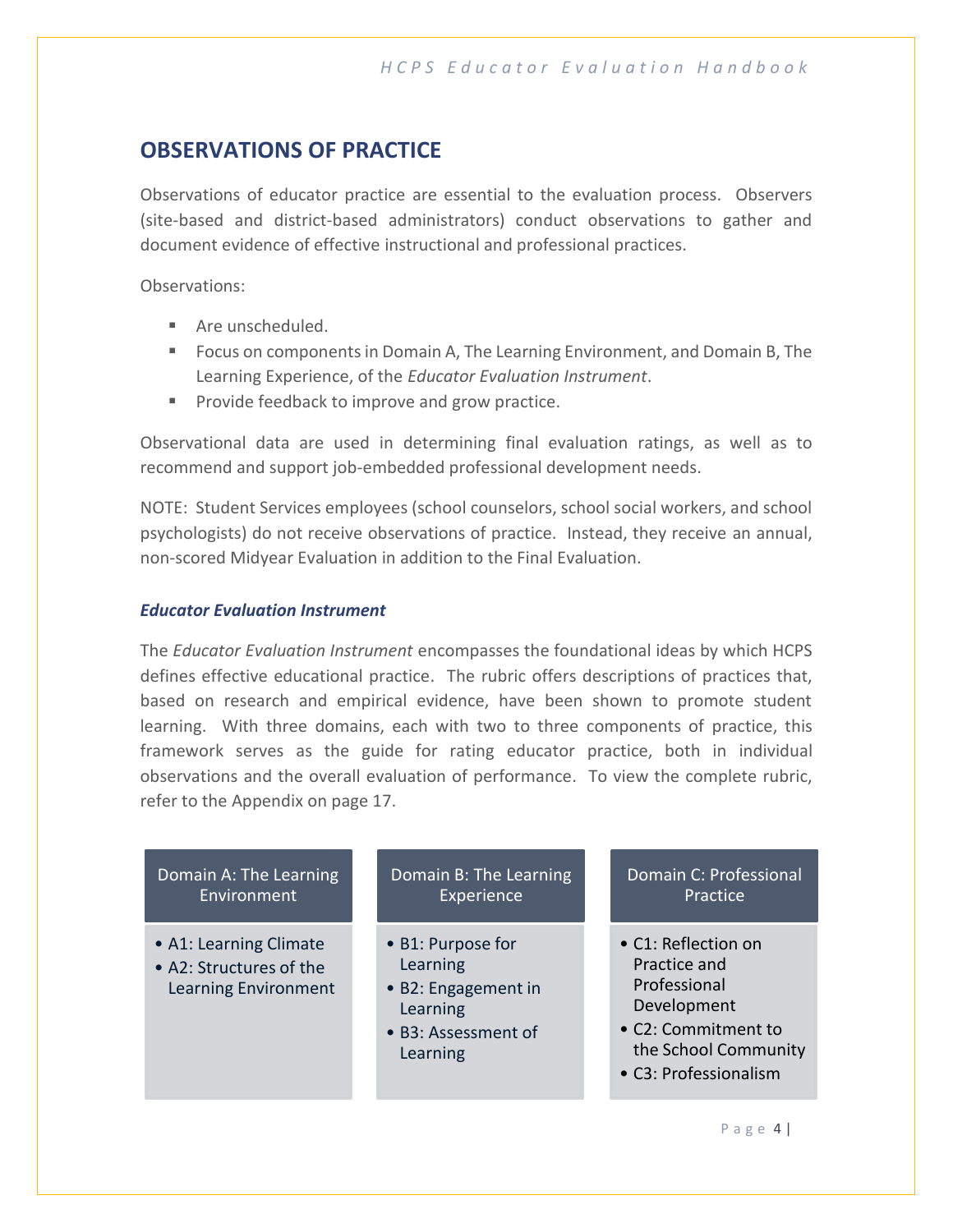## OBSERVATIONS OF PRACTICE

Observations of educator practice are essential to the evaluation process. Observers (site-based and district-based administrators) conduct observations to gather and document evidence of effective instructional and professional practices.

Observations:

- Are unscheduled.
- Focus on components in Domain A, The Learning Environment, and Domain B, The Learning Experience, of the *Educator Evaluation Instrument*.
- Provide feedback to improve and grow practice.

Observational data are used in determining final evaluation ratings, as well as to recommend and support job-embedded professional development needs.

NOTE: Student Services employees (school counselors, school social workers, and school psychologists) do not receive observations of practice. Instead, they receive an annual, non-scored Midyear Evaluation in addition to the Final Evaluation.

### *Educator Evaluation Instrument*

The *Educator Evaluation Instrument* encompasses the foundational ideas by which HCPS defines effective educational practice. The rubric offers descriptions of practices that, based on research and empirical evidence, have been shown to promote student learning. With three domains, each with two to three components of practice, this framework serves as the guide for rating educator practice, both in individual observations and the overall evaluation of performance. To view the complete rubric, refer to the Appendix on page 17.

| Domain A: The Learning Environment | Domain B: The Learning Experience | Domain C: Professional Practice |
| --- | --- | --- |
| • A1: Learning Climate<br>• A2: Structures of the Learning Environment | • B1: Purpose for Learning<br>• B2: Engagement in Learning<br>• B3: Assessment of Learning | • C1: Reflection on Practice and Professional Development<br>• C2: Commitment to the School Community<br>• C3: Professionalism |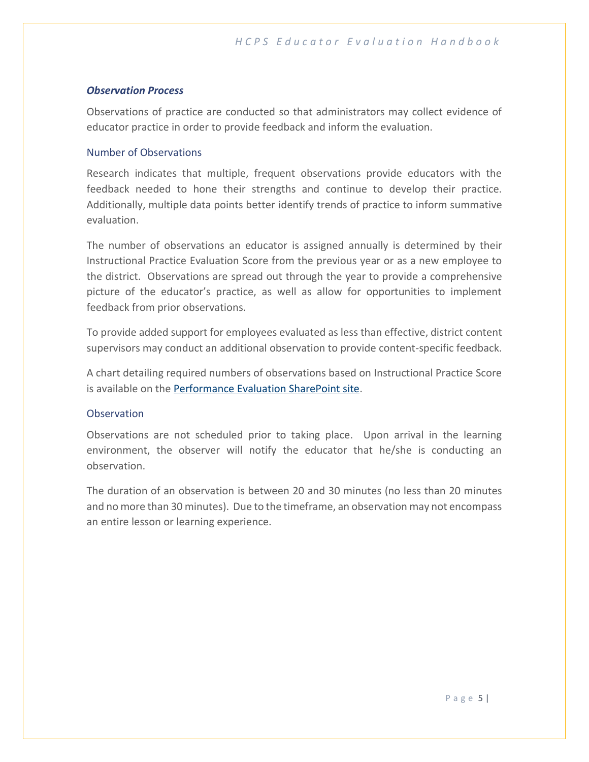### *Observation Process*

Observations of practice are conducted so that administrators may collect evidence of educator practice in order to provide feedback and inform the evaluation.

#### Number of Observations

Research indicates that multiple, frequent observations provide educators with the feedback needed to hone their strengths and continue to develop their practice. Additionally, multiple data points better identify trends of practice to inform summative evaluation.

The number of observations an educator is assigned annually is determined by their Instructional Practice Evaluation Score from the previous year or as a new employee to the district. Observations are spread out through the year to provide a comprehensive picture of the educator's practice, as well as allow for opportunities to implement feedback from prior observations.

To provide added support for employees evaluated as less than effective, district content supervisors may conduct an additional observation to provide content-specific feedback.

A chart detailing required numbers of observations based on Instructional Practice Score is available on the Performance Evaluation SharePoint site.

#### Observation

Observations are not scheduled prior to taking place. Upon arrival in the learning environment, the observer will notify the educator that he/she is conducting an observation.

The duration of an observation is between 20 and 30 minutes (no less than 20 minutes and no more than 30 minutes). Due to the timeframe, an observation may not encompass an entire lesson or learning experience.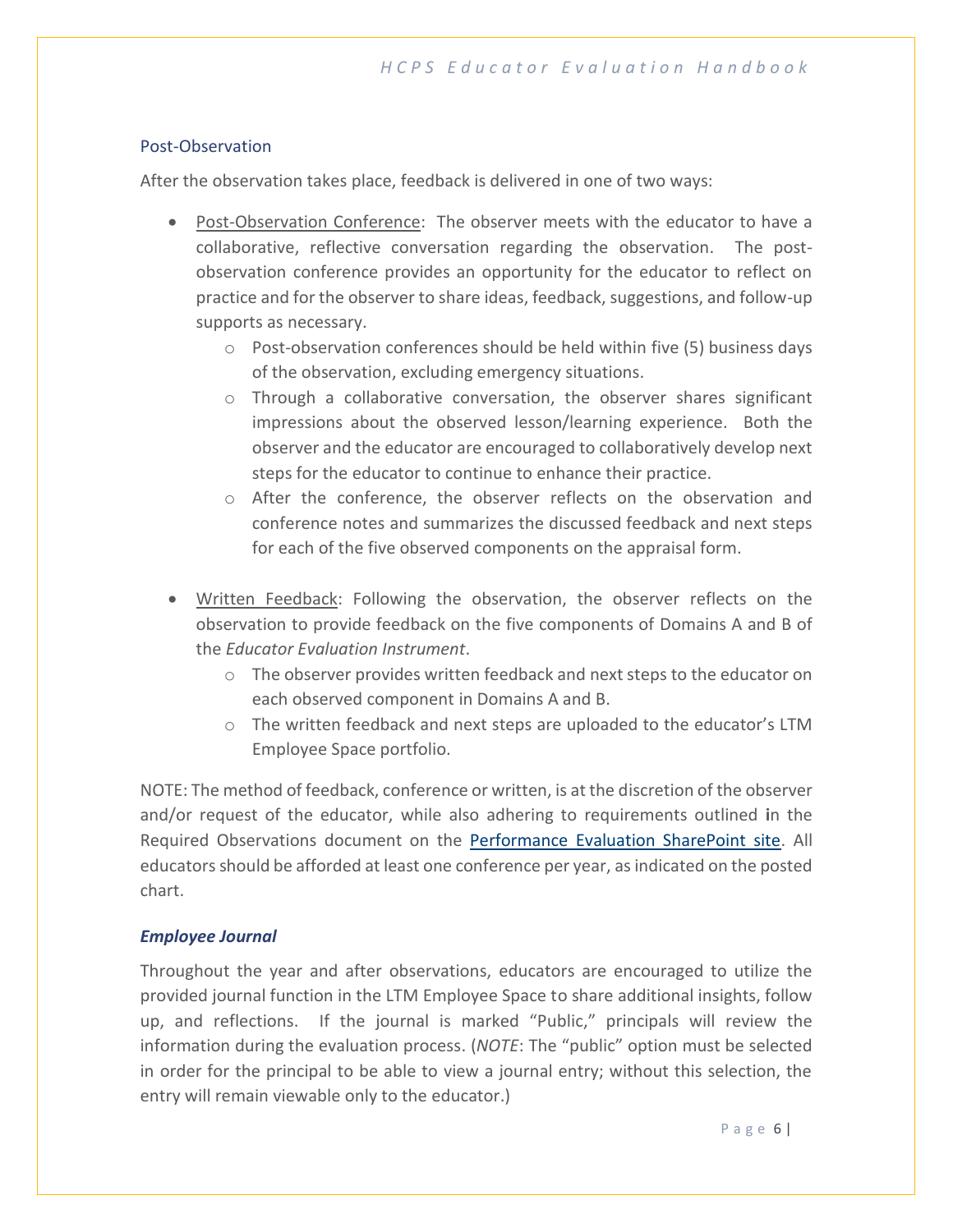## Post-Observation

After the observation takes place, feedback is delivered in one of two ways:

- Post-Observation Conference: The observer meets with the educator to have a collaborative, reflective conversation regarding the observation. The post-observation conference provides an opportunity for the educator to reflect on practice and for the observer to share ideas, feedback, suggestions, and follow-up supports as necessary.
    - Post-observation conferences should be held within five (5) business days of the observation, excluding emergency situations.
    - Through a collaborative conversation, the observer shares significant impressions about the observed lesson/learning experience. Both the observer and the educator are encouraged to collaboratively develop next steps for the educator to continue to enhance their practice.
    - After the conference, the observer reflects on the observation and conference notes and summarizes the discussed feedback and next steps for each of the five observed components on the appraisal form.

- Written Feedback: Following the observation, the observer reflects on the observation to provide feedback on the five components of Domains A and B of the *Educator Evaluation Instrument*.
    - The observer provides written feedback and next steps to the educator on each observed component in Domains A and B.
    - The written feedback and next steps are uploaded to the educator's LTM Employee Space portfolio.

NOTE: The method of feedback, conference or written, is at the discretion of the observer and/or request of the educator, while also adhering to requirements outlined in the Required Observations document on the Performance Evaluation SharePoint site. All educators should be afforded at least one conference per year, as indicated on the posted chart.

### *Employee Journal*

Throughout the year and after observations, educators are encouraged to utilize the provided journal function in the LTM Employee Space to share additional insights, follow up, and reflections. If the journal is marked "Public," principals will review the information during the evaluation process. (*NOTE*: The "public" option must be selected in order for the principal to be able to view a journal entry; without this selection, the entry will remain viewable only to the educator.)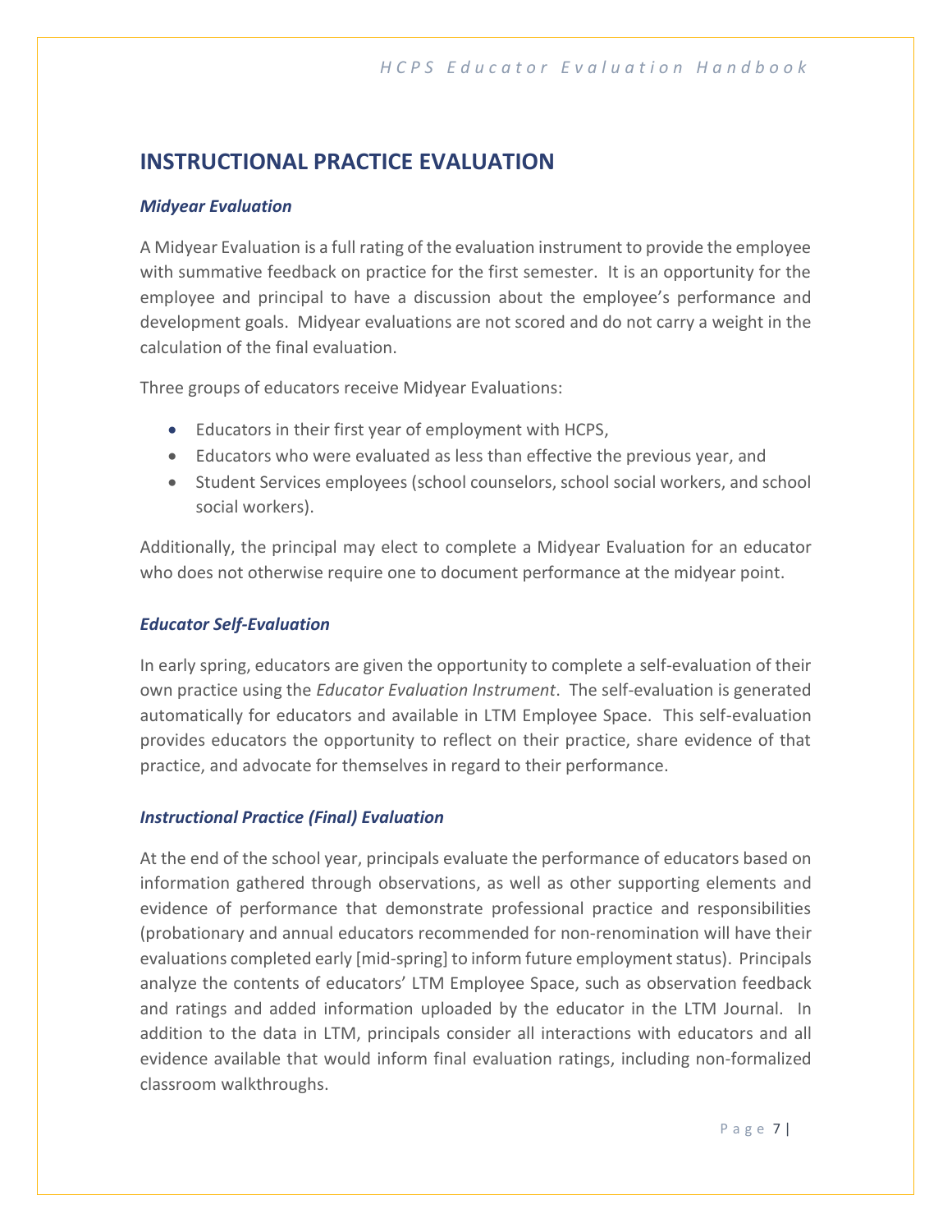# INSTRUCTIONAL PRACTICE EVALUATION

### *Midyear Evaluation*

A Midyear Evaluation is a full rating of the evaluation instrument to provide the employee with summative feedback on practice for the first semester. It is an opportunity for the employee and principal to have a discussion about the employee's performance and development goals. Midyear evaluations are not scored and do not carry a weight in the calculation of the final evaluation.

Three groups of educators receive Midyear Evaluations:

- Educators in their first year of employment with HCPS,
- Educators who were evaluated as less than effective the previous year, and
- Student Services employees (school counselors, school social workers, and school social workers).

Additionally, the principal may elect to complete a Midyear Evaluation for an educator who does not otherwise require one to document performance at the midyear point.

### *Educator Self-Evaluation*

In early spring, educators are given the opportunity to complete a self-evaluation of their own practice using the *Educator Evaluation Instrument*. The self-evaluation is generated automatically for educators and available in LTM Employee Space. This self-evaluation provides educators the opportunity to reflect on their practice, share evidence of that practice, and advocate for themselves in regard to their performance.

### *Instructional Practice (Final) Evaluation*

At the end of the school year, principals evaluate the performance of educators based on information gathered through observations, as well as other supporting elements and evidence of performance that demonstrate professional practice and responsibilities (probationary and annual educators recommended for non-renomination will have their evaluations completed early [mid-spring] to inform future employment status). Principals analyze the contents of educators' LTM Employee Space, such as observation feedback and ratings and added information uploaded by the educator in the LTM Journal. In addition to the data in LTM, principals consider all interactions with educators and all evidence available that would inform final evaluation ratings, including non-formalized classroom walkthroughs.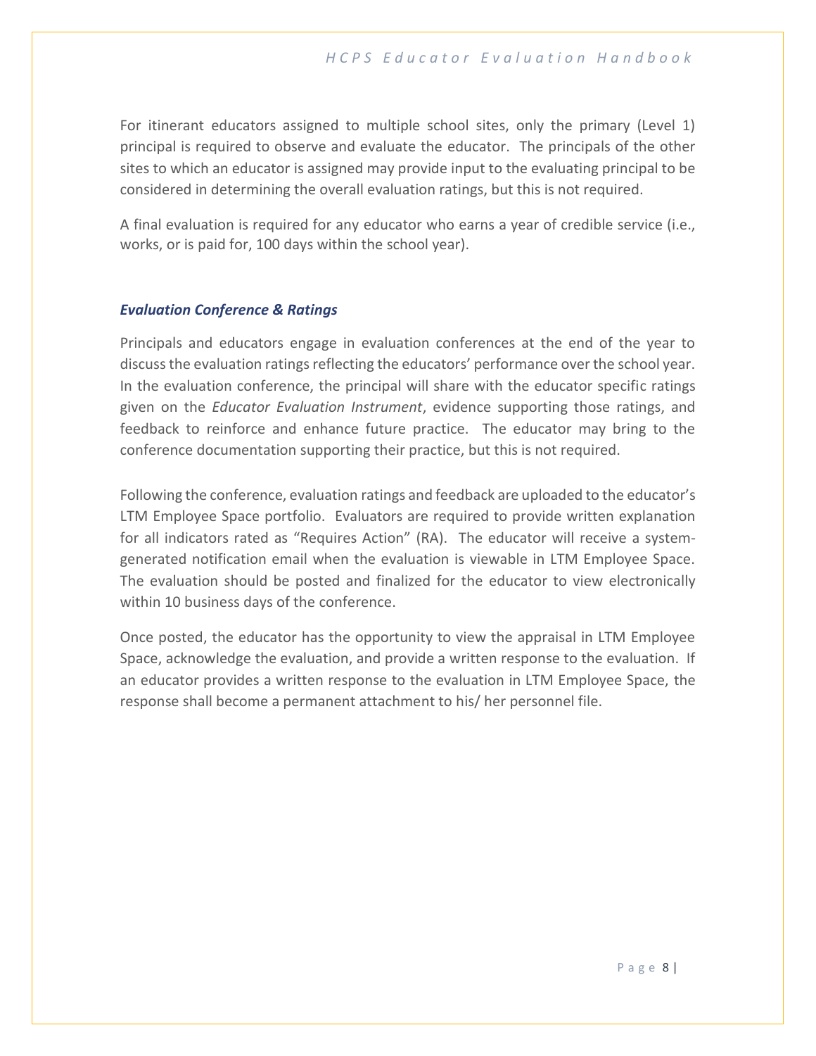For itinerant educators assigned to multiple school sites, only the primary (Level 1) principal is required to observe and evaluate the educator. The principals of the other sites to which an educator is assigned may provide input to the evaluating principal to be considered in determining the overall evaluation ratings, but this is not required.

A final evaluation is required for any educator who earns a year of credible service (i.e., works, or is paid for, 100 days within the school year).

### *Evaluation Conference & Ratings*

Principals and educators engage in evaluation conferences at the end of the year to discuss the evaluation ratings reflecting the educators' performance over the school year. In the evaluation conference, the principal will share with the educator specific ratings given on the *Educator Evaluation Instrument*, evidence supporting those ratings, and feedback to reinforce and enhance future practice. The educator may bring to the conference documentation supporting their practice, but this is not required.

Following the conference, evaluation ratings and feedback are uploaded to the educator's LTM Employee Space portfolio. Evaluators are required to provide written explanation for all indicators rated as "Requires Action" (RA). The educator will receive a system-generated notification email when the evaluation is viewable in LTM Employee Space. The evaluation should be posted and finalized for the educator to view electronically within 10 business days of the conference.

Once posted, the educator has the opportunity to view the appraisal in LTM Employee Space, acknowledge the evaluation, and provide a written response to the evaluation. If an educator provides a written response to the evaluation in LTM Employee Space, the response shall become a permanent attachment to his/ her personnel file.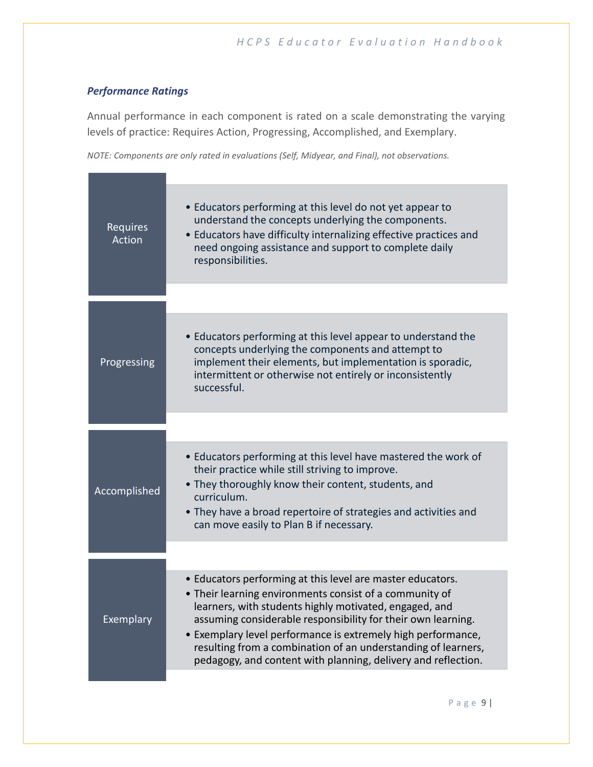### *Performance Ratings*

Annual performance in each component is rated on a scale demonstrating the varying levels of practice: Requires Action, Progressing, Accomplished, and Exemplary.

*NOTE: Components are only rated in evaluations (Self, Midyear, and Final), not observations.*

| Rating | Description |
| --- | --- |
| Requires Action | • Educators performing at this level do not yet appear to understand the concepts underlying the components.<br>• Educators have difficulty internalizing effective practices and need ongoing assistance and support to complete daily responsibilities. |
| Progressing | • Educators performing at this level appear to understand the concepts underlying the components and attempt to implement their elements, but implementation is sporadic, intermittent or otherwise not entirely or inconsistently successful. |
| Accomplished | • Educators performing at this level have mastered the work of their practice while still striving to improve.<br>• They thoroughly know their content, students, and curriculum.<br>• They have a broad repertoire of strategies and activities and can move easily to Plan B if necessary. |
| Exemplary | • Educators performing at this level are master educators.<br>• Their learning environments consist of a community of learners, with students highly motivated, engaged, and assuming considerable responsibility for their own learning.<br>• Exemplary level performance is extremely high performance, resulting from a combination of an understanding of learners, pedagogy, and content with planning, delivery and reflection. |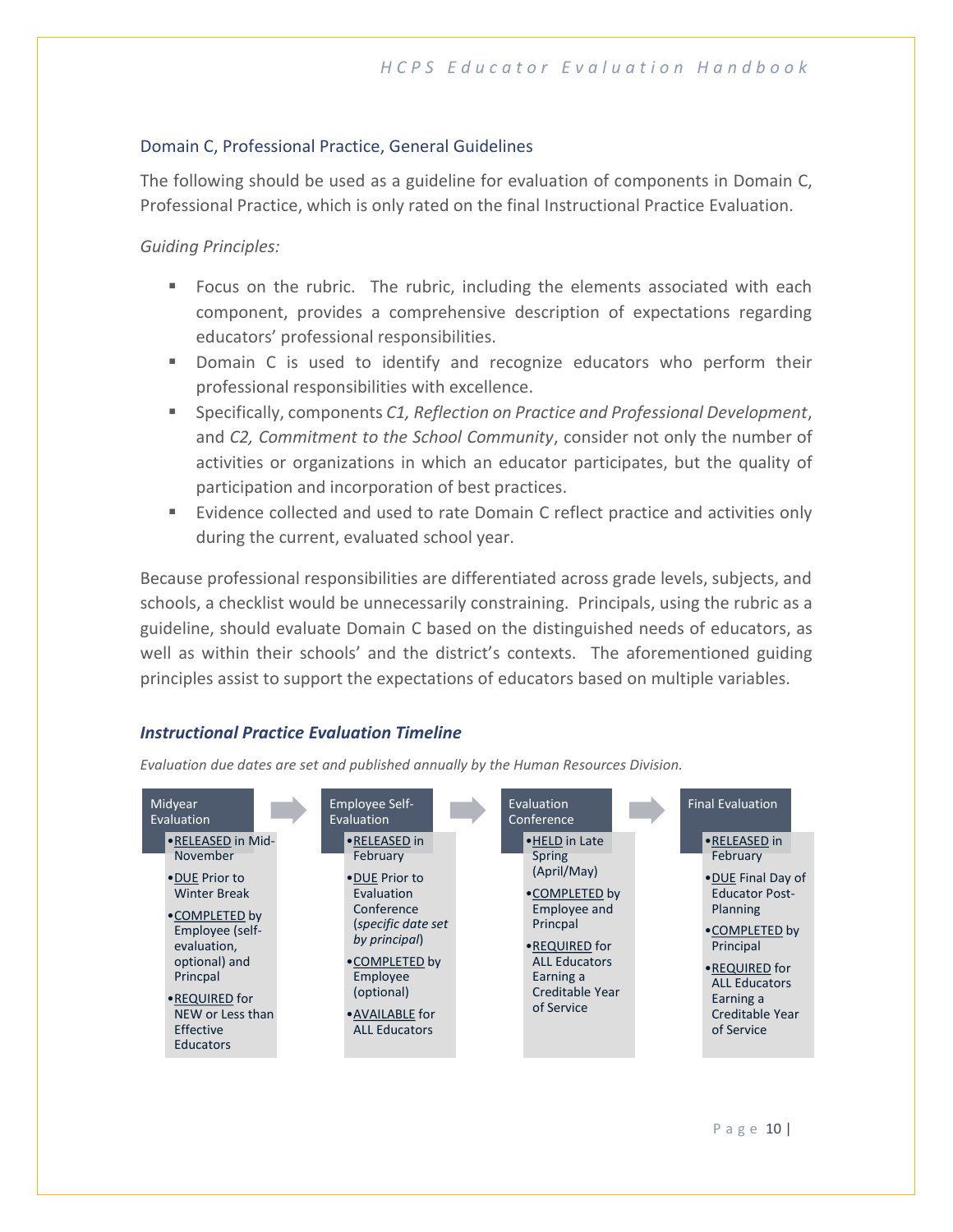### Domain C, Professional Practice, General Guidelines

The following should be used as a guideline for evaluation of components in Domain C, Professional Practice, which is only rated on the final Instructional Practice Evaluation.

*Guiding Principles:*

- Focus on the rubric. The rubric, including the elements associated with each component, provides a comprehensive description of expectations regarding educators' professional responsibilities.
- Domain C is used to identify and recognize educators who perform their professional responsibilities with excellence.
- Specifically, components *C1, Reflection on Practice and Professional Development*, and *C2, Commitment to the School Community*, consider not only the number of activities or organizations in which an educator participates, but the quality of participation and incorporation of best practices.
- Evidence collected and used to rate Domain C reflect practice and activities only during the current, evaluated school year.

Because professional responsibilities are differentiated across grade levels, subjects, and schools, a checklist would be unnecessarily constraining. Principals, using the rubric as a guideline, should evaluate Domain C based on the distinguished needs of educators, as well as within their schools' and the district's contexts. The aforementioned guiding principles assist to support the expectations of educators based on multiple variables.

### *Instructional Practice Evaluation Timeline*

*Evaluation due dates are set and published annually by the Human Resources Division.*

**Midyear Evaluation**
- RELEASED in Mid-November
- DUE Prior to Winter Break
- COMPLETED by Employee (self-evaluation, optional) and Princpal
- REQUIRED for NEW or Less than Effective Educators

→

**Employee Self-Evaluation**
- RELEASED in February
- DUE Prior to Evaluation Conference (*specific date set by principal*)
- COMPLETED by Employee (optional)
- AVAILABLE for ALL Educators

→

**Evaluation Conference**
- HELD in Late Spring (April/May)
- COMPLETED by Employee and Princpal
- REQUIRED for ALL Educators Earning a Creditable Year of Service

→

**Final Evaluation**
- RELEASED in February
- DUE Final Day of Educator Post-Planning
- COMPLETED by Principal
- REQUIRED for ALL Educators Earning a Creditable Year of Service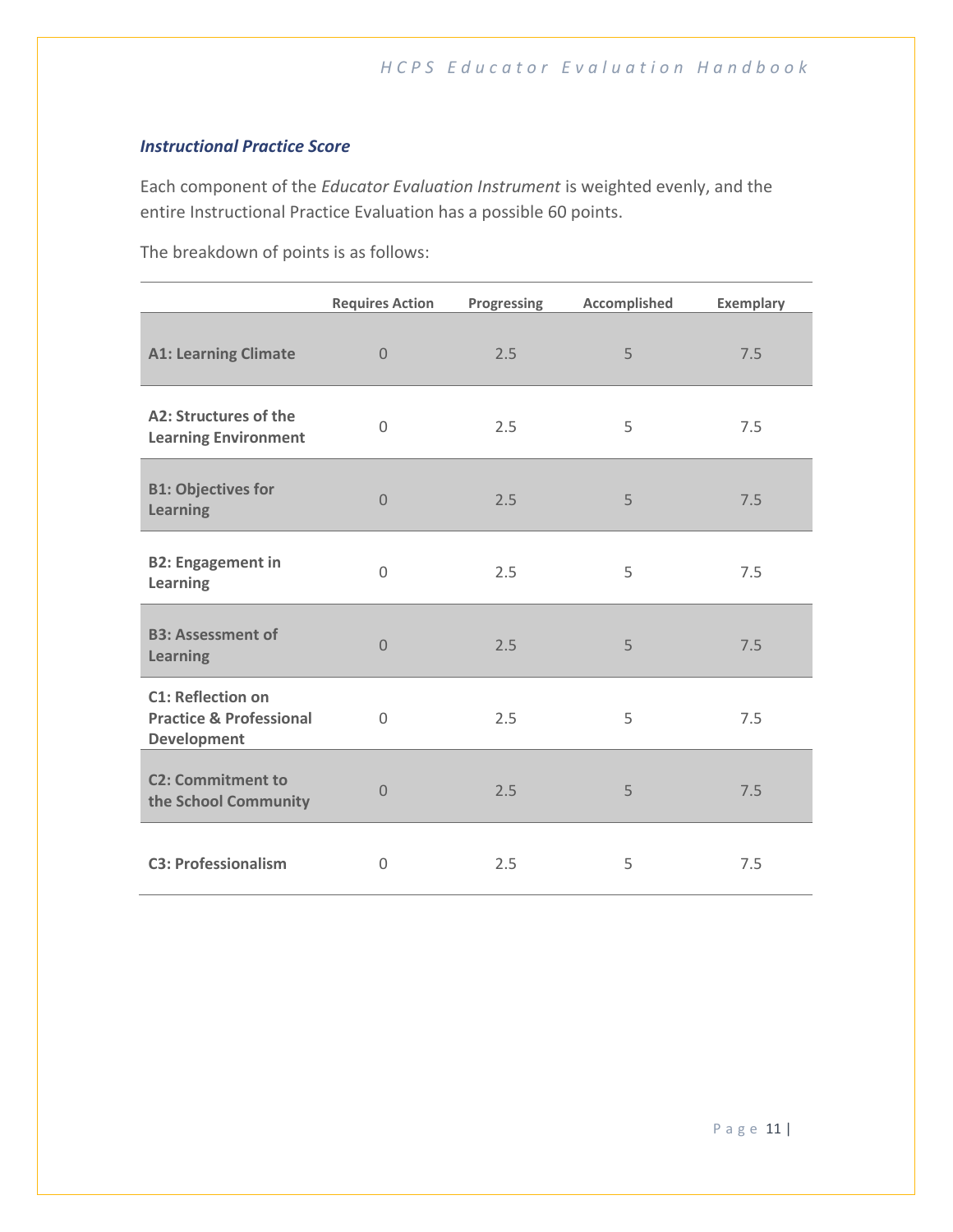### *Instructional Practice Score*

Each component of the *Educator Evaluation Instrument* is weighted evenly, and the entire Instructional Practice Evaluation has a possible 60 points.

The breakdown of points is as follows:

| | Requires Action | Progressing | Accomplished | Exemplary |
|---|---|---|---|---|
| **A1: Learning Climate** | 0 | 2.5 | 5 | 7.5 |
| **A2: Structures of the Learning Environment** | 0 | 2.5 | 5 | 7.5 |
| **B1: Objectives for Learning** | 0 | 2.5 | 5 | 7.5 |
| **B2: Engagement in Learning** | 0 | 2.5 | 5 | 7.5 |
| **B3: Assessment of Learning** | 0 | 2.5 | 5 | 7.5 |
| **C1: Reflection on Practice & Professional Development** | 0 | 2.5 | 5 | 7.5 |
| **C2: Commitment to the School Community** | 0 | 2.5 | 5 | 7.5 |
| **C3: Professionalism** | 0 | 2.5 | 5 | 7.5 |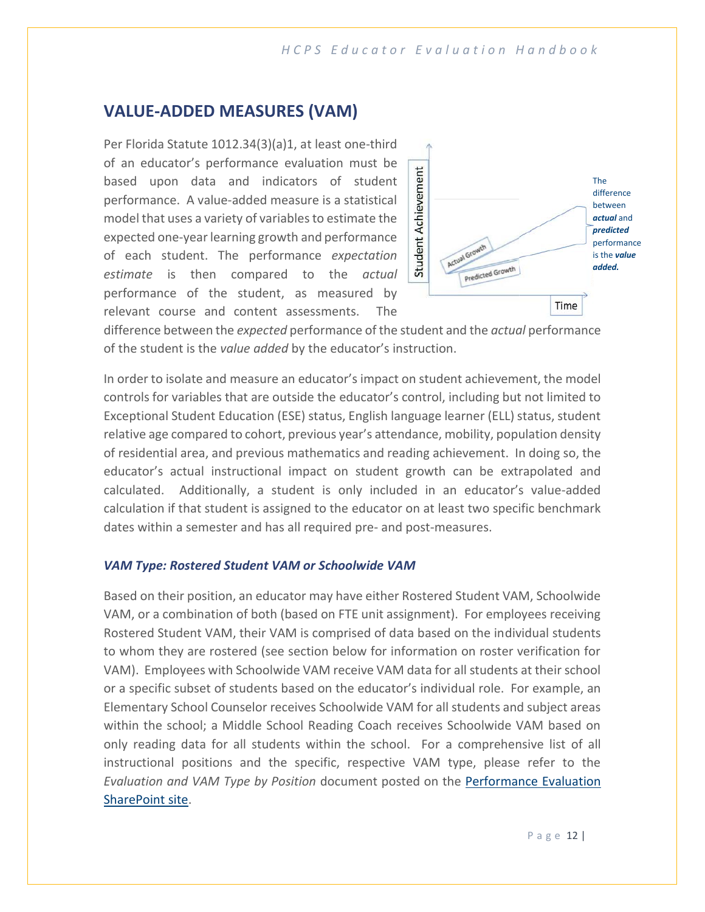## VALUE-ADDED MEASURES (VAM)

Per Florida Statute 1012.34(3)(a)1, at least one-third of an educator's performance evaluation must be based upon data and indicators of student performance. A value-added measure is a statistical model that uses a variety of variables to estimate the expected one-year learning growth and performance of each student. The performance *expectation estimate* is then compared to the *actual* performance of the student, as measured by relevant course and content assessments. The difference between the *expected* performance of the student and the *actual* performance of the student is the *value added* by the educator's instruction.

The difference between ***actual*** and ***predicted*** performance is the ***value added.***

In order to isolate and measure an educator's impact on student achievement, the model controls for variables that are outside the educator's control, including but not limited to Exceptional Student Education (ESE) status, English language learner (ELL) status, student relative age compared to cohort, previous year's attendance, mobility, population density of residential area, and previous mathematics and reading achievement. In doing so, the educator's actual instructional impact on student growth can be extrapolated and calculated. Additionally, a student is only included in an educator's value-added calculation if that student is assigned to the educator on at least two specific benchmark dates within a semester and has all required pre- and post-measures.

### *VAM Type: Rostered Student VAM or Schoolwide VAM*

Based on their position, an educator may have either Rostered Student VAM, Schoolwide VAM, or a combination of both (based on FTE unit assignment). For employees receiving Rostered Student VAM, their VAM is comprised of data based on the individual students to whom they are rostered (see section below for information on roster verification for VAM). Employees with Schoolwide VAM receive VAM data for all students at their school or a specific subset of students based on the educator's individual role. For example, an Elementary School Counselor receives Schoolwide VAM for all students and subject areas within the school; a Middle School Reading Coach receives Schoolwide VAM based on only reading data for all students within the school. For a comprehensive list of all instructional positions and the specific, respective VAM type, please refer to the *Evaluation and VAM Type by Position* document posted on the Performance Evaluation SharePoint site.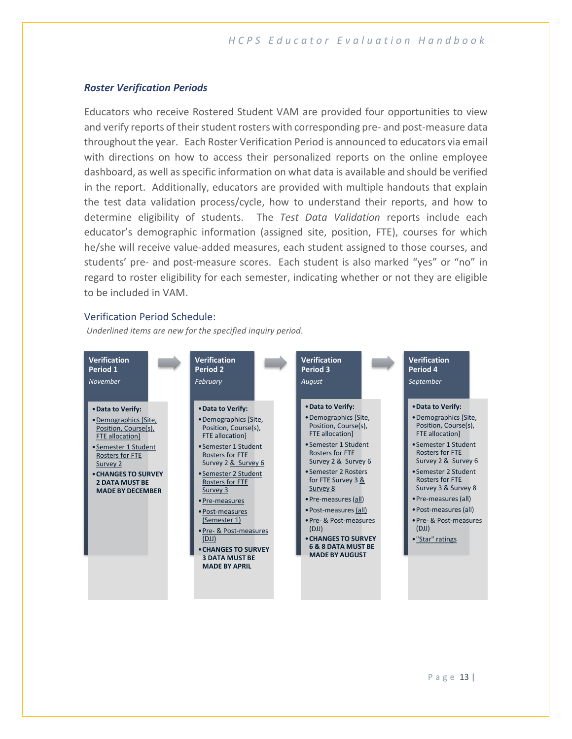### *Roster Verification Periods*

Educators who receive Rostered Student VAM are provided four opportunities to view and verify reports of their student rosters with corresponding pre- and post-measure data throughout the year. Each Roster Verification Period is announced to educators via email with directions on how to access their personalized reports on the online employee dashboard, as well as specific information on what data is available and should be verified in the report. Additionally, educators are provided with multiple handouts that explain the test data validation process/cycle, how to understand their reports, and how to determine eligibility of students. The *Test Data Validation* reports include each educator's demographic information (assigned site, position, FTE), courses for which he/she will receive value-added measures, each student assigned to those courses, and students' pre- and post-measure scores. Each student is also marked "yes" or "no" in regard to roster eligibility for each semester, indicating whether or not they are eligible to be included in VAM.

### Verification Period Schedule:

*Underlined items are new for the specified inquiry period.*

**Verification Period 1**
*November*

- **Data to Verify:**
- <u>Demographics [Site, Position, Course(s), FTE allocation]</u>
- <u>Semester 1 Student Rosters for FTE Survey 2</u>
- **CHANGES TO SURVEY 2 DATA MUST BE MADE BY DECEMBER**

**Verification Period 2**
*February*

- **Data to Verify:**
- Demographics [Site, Position, Course(s), FTE allocation]
- Semester 1 Student Rosters for FTE Survey 2 <u>& Survey 6</u>
- <u>Semester 2 Student Rosters for FTE Survey 3</u>
- <u>Pre-measures</u>
- <u>Post-measures (Semester 1)</u>
- <u>Pre- & Post-measures (DJJ)</u>
- **CHANGES TO SURVEY 3 DATA MUST BE MADE BY APRIL**

**Verification Period 3**
*August*

- **Data to Verify:**
- Demographics [Site, Position, Course(s), FTE allocation]
- Semester 1 Student Rosters for FTE Survey 2 & Survey 6
- Semester 2 Rosters for FTE Survey 3 <u>& Survey 8</u>
- Pre-measures <u>(all)</u>
- Post-measures <u>(all)</u>
- Pre- & Post-measures (DJJ)
- **CHANGES TO SURVEY 6 & 8 DATA MUST BE MADE BY AUGUST**

**Verification Period 4**
*September*

- **Data to Verify:**
- Demographics [Site, Position, Course(s), FTE allocation]
- Semester 1 Student Rosters for FTE Survey 2 & Survey 6
- Semester 2 Student Rosters for FTE Survey 3 & Survey 8
- Pre-measures (all)
- Post-measures (all)
- Pre- & Post-measures (DJJ)
- <u>"Star" ratings</u>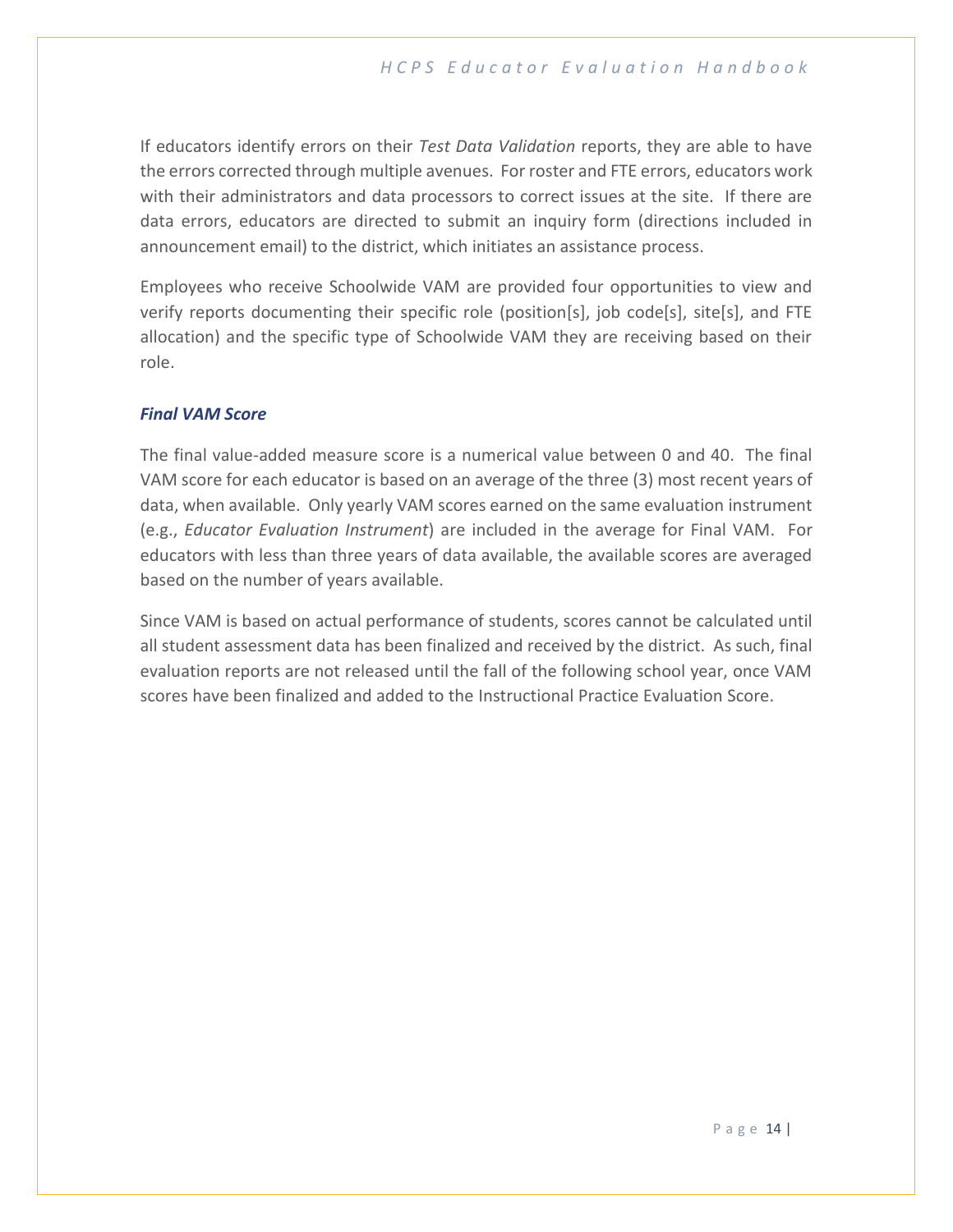If educators identify errors on their *Test Data Validation* reports, they are able to have the errors corrected through multiple avenues. For roster and FTE errors, educators work with their administrators and data processors to correct issues at the site. If there are data errors, educators are directed to submit an inquiry form (directions included in announcement email) to the district, which initiates an assistance process.

Employees who receive Schoolwide VAM are provided four opportunities to view and verify reports documenting their specific role (position[s], job code[s], site[s], and FTE allocation) and the specific type of Schoolwide VAM they are receiving based on their role.

### *Final VAM Score*

The final value-added measure score is a numerical value between 0 and 40. The final VAM score for each educator is based on an average of the three (3) most recent years of data, when available. Only yearly VAM scores earned on the same evaluation instrument (e.g., *Educator Evaluation Instrument*) are included in the average for Final VAM. For educators with less than three years of data available, the available scores are averaged based on the number of years available.

Since VAM is based on actual performance of students, scores cannot be calculated until all student assessment data has been finalized and received by the district. As such, final evaluation reports are not released until the fall of the following school year, once VAM scores have been finalized and added to the Instructional Practice Evaluation Score.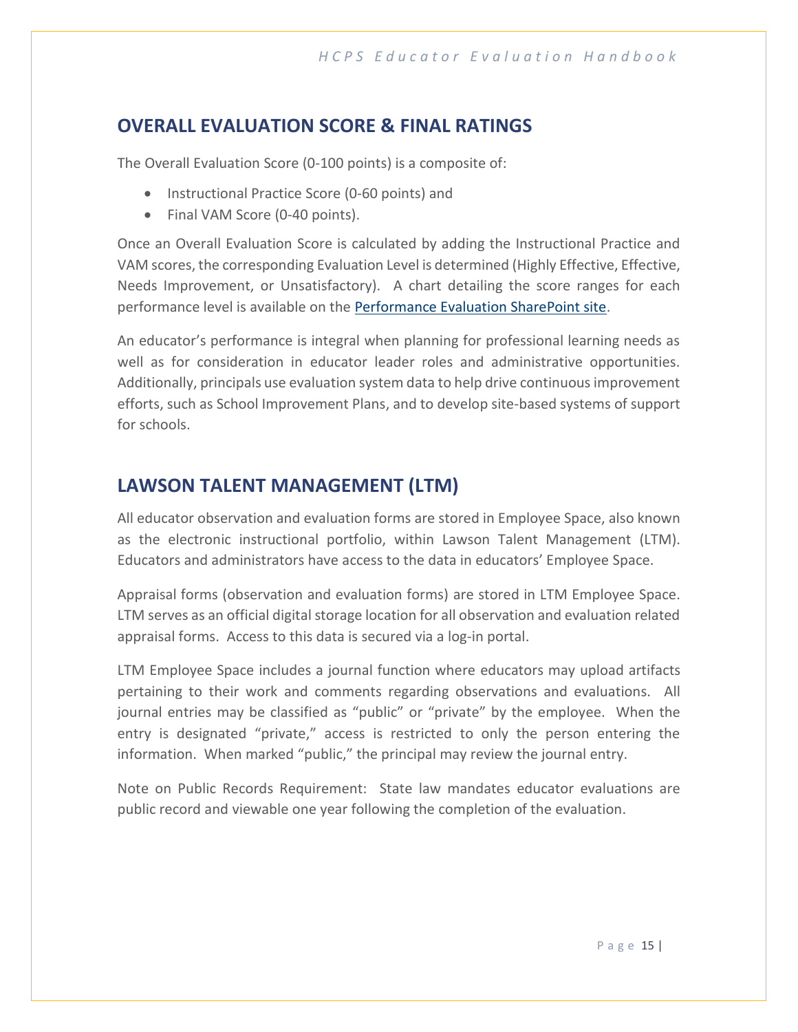## OVERALL EVALUATION SCORE & FINAL RATINGS

The Overall Evaluation Score (0-100 points) is a composite of:

- Instructional Practice Score (0-60 points) and
- Final VAM Score (0-40 points).

Once an Overall Evaluation Score is calculated by adding the Instructional Practice and VAM scores, the corresponding Evaluation Level is determined (Highly Effective, Effective, Needs Improvement, or Unsatisfactory). A chart detailing the score ranges for each performance level is available on the [Performance Evaluation SharePoint site](Performance Evaluation SharePoint site).

An educator's performance is integral when planning for professional learning needs as well as for consideration in educator leader roles and administrative opportunities. Additionally, principals use evaluation system data to help drive continuous improvement efforts, such as School Improvement Plans, and to develop site-based systems of support for schools.

## LAWSON TALENT MANAGEMENT (LTM)

All educator observation and evaluation forms are stored in Employee Space, also known as the electronic instructional portfolio, within Lawson Talent Management (LTM). Educators and administrators have access to the data in educators' Employee Space.

Appraisal forms (observation and evaluation forms) are stored in LTM Employee Space. LTM serves as an official digital storage location for all observation and evaluation related appraisal forms. Access to this data is secured via a log-in portal.

LTM Employee Space includes a journal function where educators may upload artifacts pertaining to their work and comments regarding observations and evaluations. All journal entries may be classified as "public" or "private" by the employee. When the entry is designated "private," access is restricted to only the person entering the information. When marked "public," the principal may review the journal entry.

Note on Public Records Requirement: State law mandates educator evaluations are public record and viewable one year following the completion of the evaluation.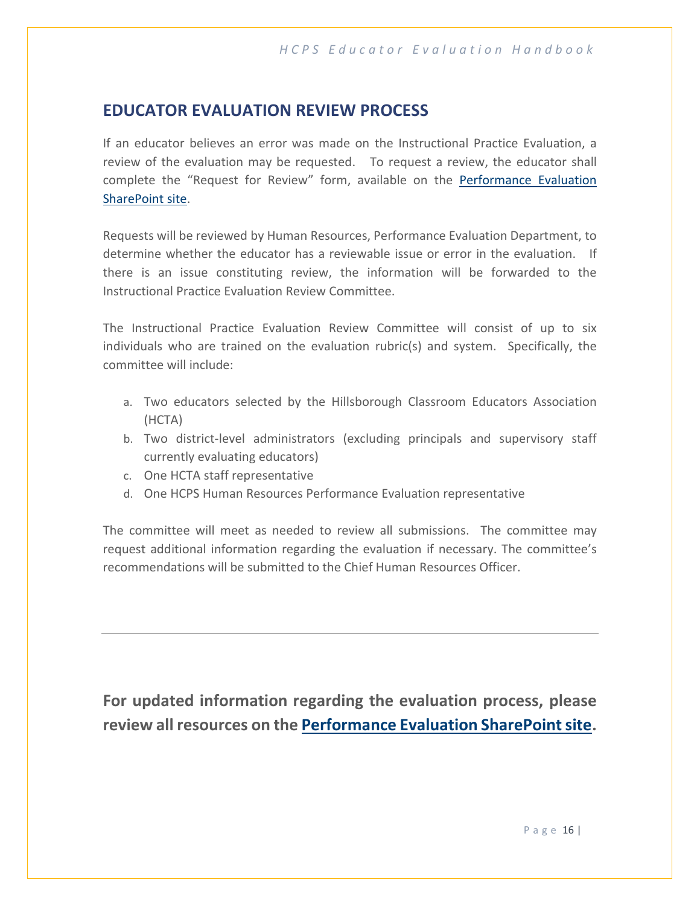## EDUCATOR EVALUATION REVIEW PROCESS

If an educator believes an error was made on the Instructional Practice Evaluation, a review of the evaluation may be requested. To request a review, the educator shall complete the "Request for Review" form, available on the Performance Evaluation SharePoint site.

Requests will be reviewed by Human Resources, Performance Evaluation Department, to determine whether the educator has a reviewable issue or error in the evaluation. If there is an issue constituting review, the information will be forwarded to the Instructional Practice Evaluation Review Committee.

The Instructional Practice Evaluation Review Committee will consist of up to six individuals who are trained on the evaluation rubric(s) and system. Specifically, the committee will include:

a. Two educators selected by the Hillsborough Classroom Educators Association (HCTA)
b. Two district-level administrators (excluding principals and supervisory staff currently evaluating educators)
c. One HCTA staff representative
d. One HCPS Human Resources Performance Evaluation representative

The committee will meet as needed to review all submissions. The committee may request additional information regarding the evaluation if necessary. The committee's recommendations will be submitted to the Chief Human Resources Officer.

---

**For updated information regarding the evaluation process, please review all resources on the Performance Evaluation SharePoint site.**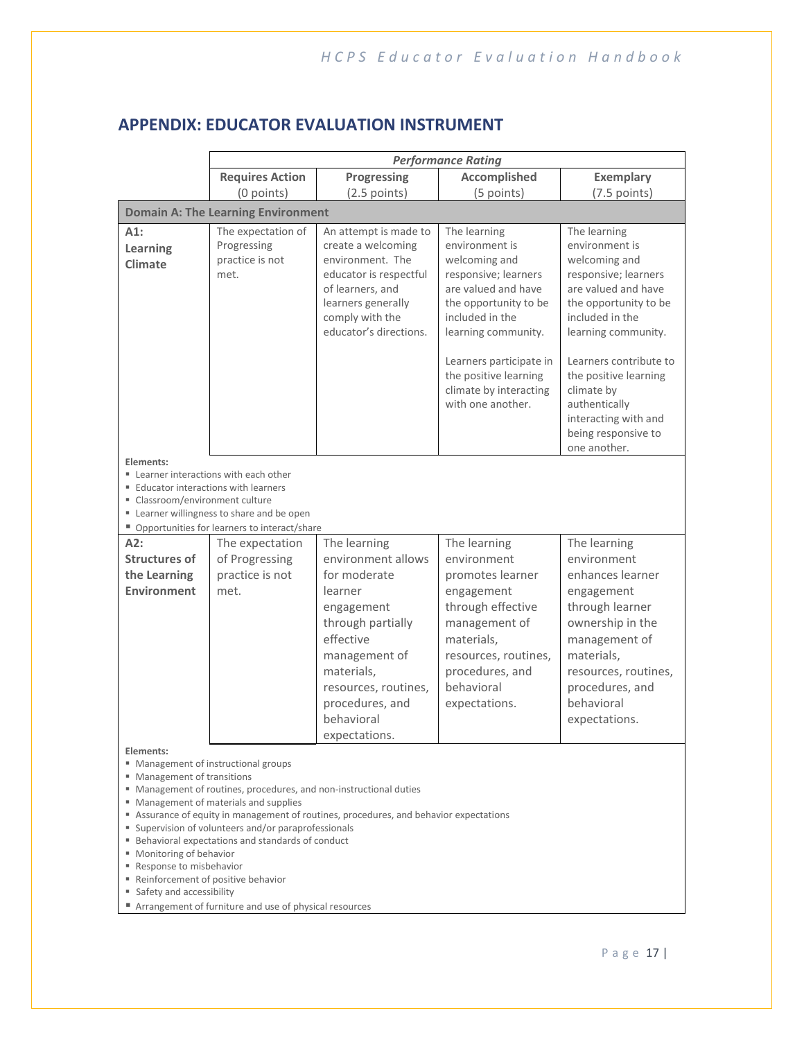## APPENDIX: EDUCATOR EVALUATION INSTRUMENT

| | *Performance Rating* | | | |
|---|---|---|---|---|
| | **Requires Action** (0 points) | **Progressing** (2.5 points) | **Accomplished** (5 points) | **Exemplary** (7.5 points) |
| **Domain A: The Learning Environment** | | | | |
| **A1: Learning Climate** | The expectation of Progressing practice is not met. | An attempt is made to create a welcoming environment. The educator is respectful of learners, and learners generally comply with the educator's directions. | The learning environment is welcoming and responsive; learners are valued and have the opportunity to be included in the learning community.<br><br>Learners participate in the positive learning climate by interacting with one another. | The learning environment is welcoming and responsive; learners are valued and have the opportunity to be included in the learning community.<br><br>Learners contribute to the positive learning climate by authentically interacting with and being responsive to one another. |
| **Elements:**<br>▪ Learner interactions with each other<br>▪ Educator interactions with learners<br>▪ Classroom/environment culture<br>▪ Learner willingness to share and be open<br>▪ Opportunities for learners to interact/share | | | | |
| **A2: Structures of the Learning Environment** | The expectation of Progressing practice is not met. | The learning environment allows for moderate learner engagement through partially effective management of materials, resources, routines, procedures, and behavioral expectations. | The learning environment promotes learner engagement through effective management of materials, resources, routines, procedures, and behavioral expectations. | The learning environment enhances learner engagement through learner ownership in the management of materials, resources, routines, procedures, and behavioral expectations. |
| **Elements:**<br>▪ Management of instructional groups<br>▪ Management of transitions<br>▪ Management of routines, procedures, and non-instructional duties<br>▪ Management of materials and supplies<br>▪ Assurance of equity in management of routines, procedures, and behavior expectations<br>▪ Supervision of volunteers and/or paraprofessionals<br>▪ Behavioral expectations and standards of conduct<br>▪ Monitoring of behavior<br>▪ Response to misbehavior<br>▪ Reinforcement of positive behavior<br>▪ Safety and accessibility<br>▪ Arrangement of furniture and use of physical resources | | | | |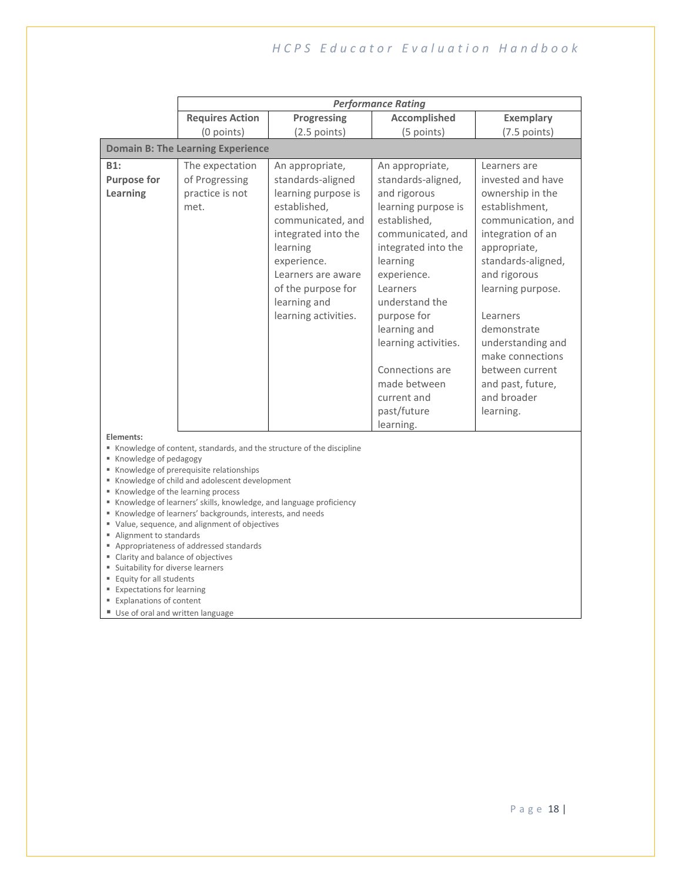| | *Performance Rating* | | | |
|---|---|---|---|---|
| | **Requires Action** (0 points) | **Progressing** (2.5 points) | **Accomplished** (5 points) | **Exemplary** (7.5 points) |
| **Domain B: The Learning Experience** | | | | |
| **B1: Purpose for Learning** | The expectation of Progressing practice is not met. | An appropriate, standards-aligned learning purpose is established, communicated, and integrated into the learning experience. Learners are aware of the purpose for learning and learning activities. | An appropriate, standards-aligned, and rigorous learning purpose is established, communicated, and integrated into the learning experience. Learners understand the purpose for learning and learning activities.<br><br>Connections are made between current and past/future learning. | Learners are invested and have ownership in the establishment, communication, and integration of an appropriate, standards-aligned, and rigorous learning purpose.<br><br>Learners demonstrate understanding and make connections between current and past, future, and broader learning. |

**Elements:**

- Knowledge of content, standards, and the structure of the discipline
- Knowledge of pedagogy
- Knowledge of prerequisite relationships
- Knowledge of child and adolescent development
- Knowledge of the learning process
- Knowledge of learners' skills, knowledge, and language proficiency
- Knowledge of learners' backgrounds, interests, and needs
- Value, sequence, and alignment of objectives
- Alignment to standards
- Appropriateness of addressed standards
- Clarity and balance of objectives
- Suitability for diverse learners
- Equity for all students
- Expectations for learning
- Explanations of content
- Use of oral and written language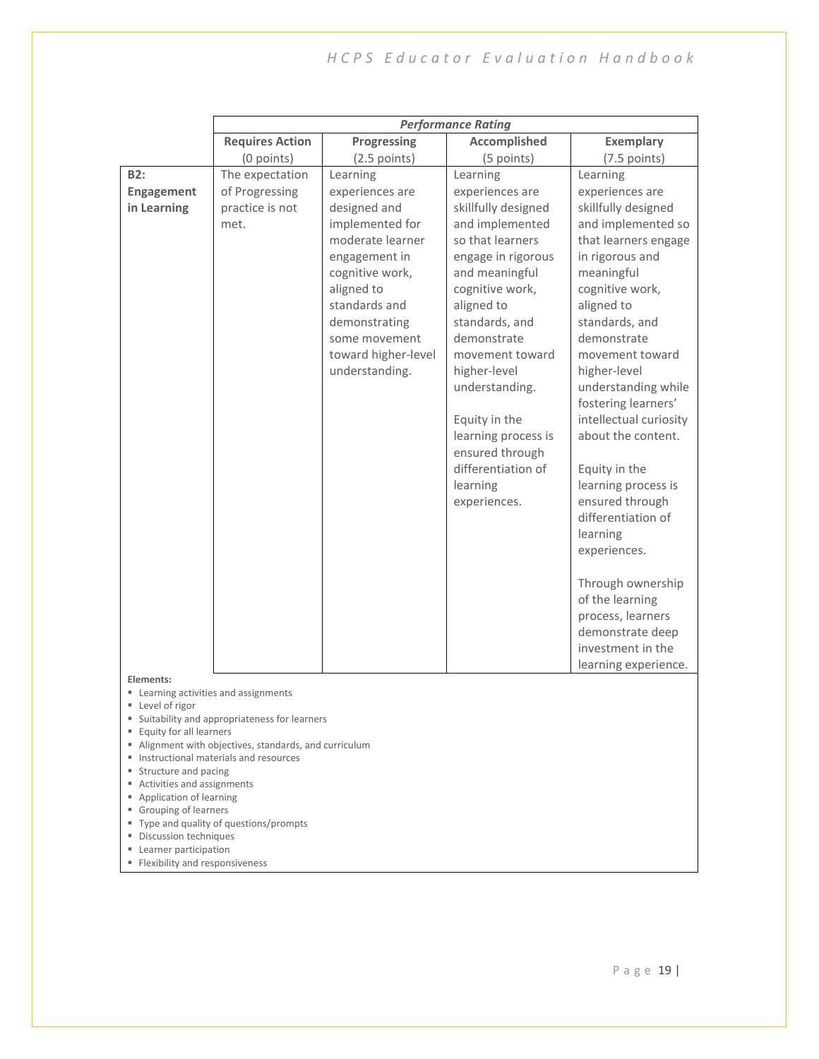| | *Performance Rating* | | | |
|---|---|---|---|---|
| | **Requires Action** (0 points) | **Progressing** (2.5 points) | **Accomplished** (5 points) | **Exemplary** (7.5 points) |
| **B2: Engagement in Learning** | The expectation of Progressing practice is not met. | Learning experiences are designed and implemented for moderate learner engagement in cognitive work, aligned to standards and demonstrating some movement toward higher-level understanding. | Learning experiences are skillfully designed and implemented so that learners engage in rigorous and meaningful cognitive work, aligned to standards, and demonstrate movement toward higher-level understanding.<br><br>Equity in the learning process is ensured through differentiation of learning experiences. | Learning experiences are skillfully designed and implemented so that learners engage in rigorous and meaningful cognitive work, aligned to standards, and demonstrate movement toward higher-level understanding while fostering learners' intellectual curiosity about the content.<br><br>Equity in the learning process is ensured through differentiation of learning experiences.<br><br>Through ownership of the learning process, learners demonstrate deep investment in the learning experience. |

**Elements:**

- Learning activities and assignments
- Level of rigor
- Suitability and appropriateness for learners
- Equity for all learners
- Alignment with objectives, standards, and curriculum
- Instructional materials and resources
- Structure and pacing
- Activities and assignments
- Application of learning
- Grouping of learners
- Type and quality of questions/prompts
- Discussion techniques
- Learner participation
- Flexibility and responsiveness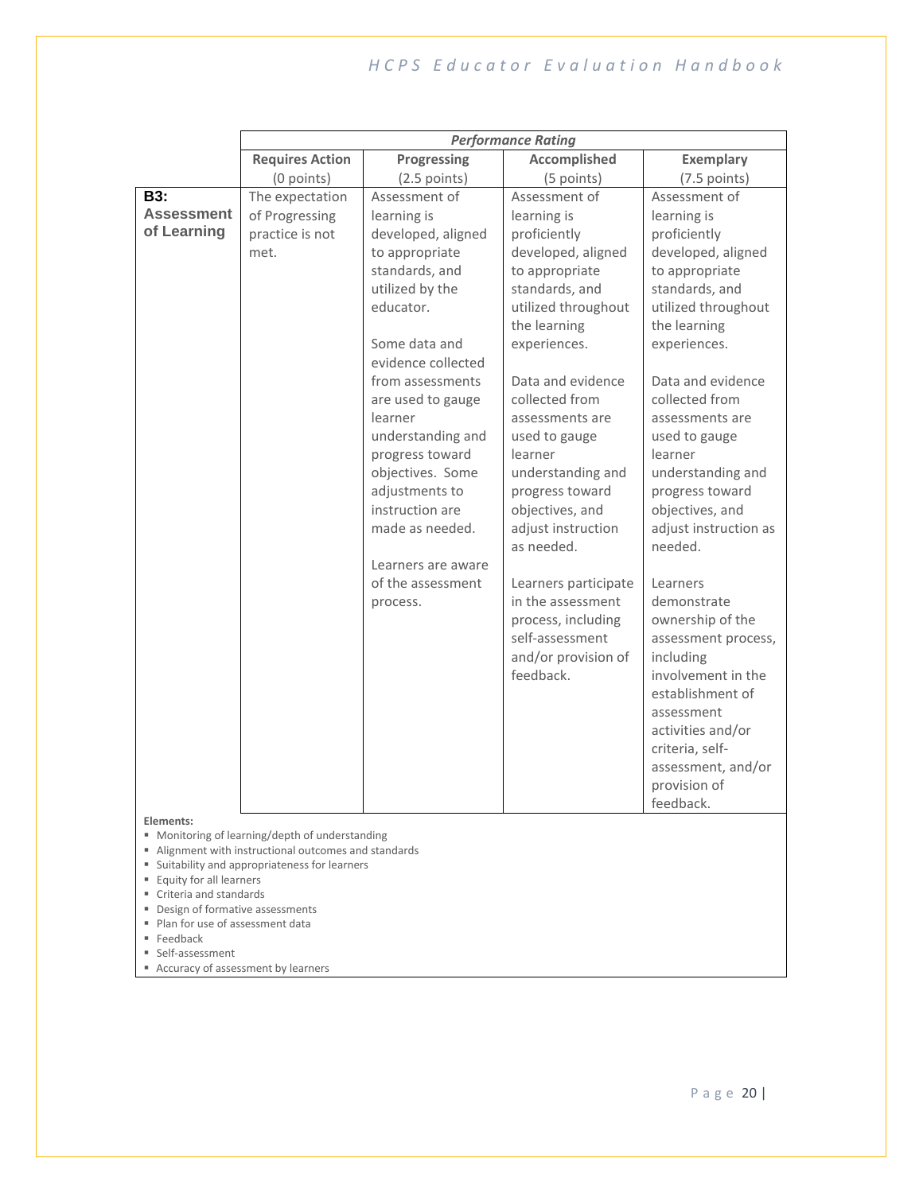| | *Performance Rating* | | | |
|---|---|---|---|---|
| | **Requires Action** (0 points) | **Progressing** (2.5 points) | **Accomplished** (5 points) | **Exemplary** (7.5 points) |
| **B3: Assessment of Learning** | The expectation of Progressing practice is not met. | Assessment of learning is developed, aligned to appropriate standards, and utilized by the educator.<br><br>Some data and evidence collected from assessments are used to gauge learner understanding and progress toward objectives. Some adjustments to instruction are made as needed.<br><br>Learners are aware of the assessment process. | Assessment of learning is proficiently developed, aligned to appropriate standards, and utilized throughout the learning experiences.<br><br>Data and evidence collected from assessments are used to gauge learner understanding and progress toward objectives, and adjust instruction as needed.<br><br>Learners participate in the assessment process, including self-assessment and/or provision of feedback. | Assessment of learning is proficiently developed, aligned to appropriate standards, and utilized throughout the learning experiences.<br><br>Data and evidence collected from assessments are used to gauge learner understanding and progress toward objectives, and adjust instruction as needed.<br><br>Learners demonstrate ownership of the assessment process, including involvement in the establishment of assessment activities and/or criteria, self-assessment, and/or provision of feedback. |

**Elements:**

- Monitoring of learning/depth of understanding
- Alignment with instructional outcomes and standards
- Suitability and appropriateness for learners
- Equity for all learners
- Criteria and standards
- Design of formative assessments
- Plan for use of assessment data
- Feedback
- Self-assessment
- Accuracy of assessment by learners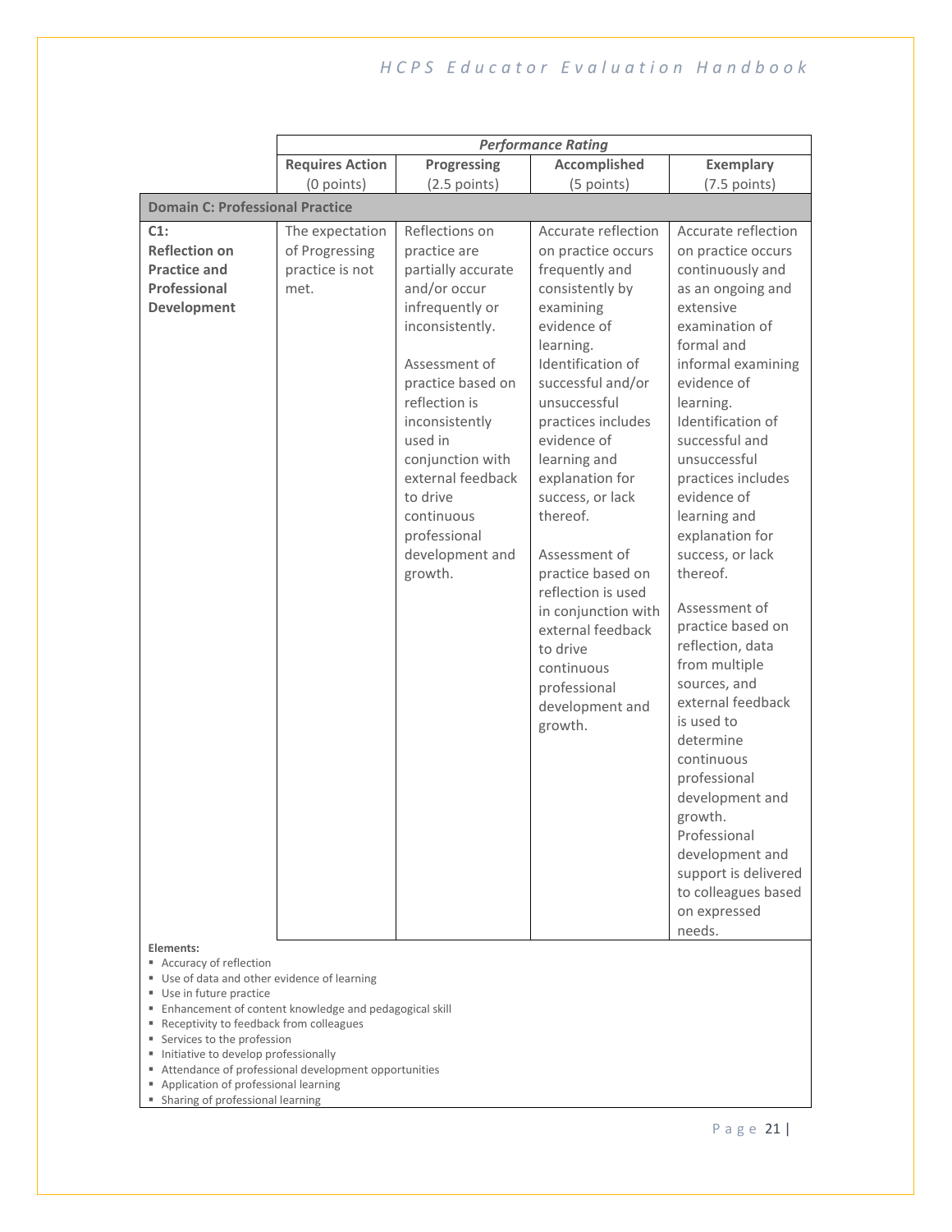| | *Performance Rating* | | | |
|---|---|---|---|---|
| | **Requires Action** (0 points) | **Progressing** (2.5 points) | **Accomplished** (5 points) | **Exemplary** (7.5 points) |
| **Domain C: Professional Practice** | | | | |
| **C1: Reflection on Practice and Professional Development** | The expectation of Progressing practice is not met. | Reflections on practice are partially accurate and/or occur infrequently or inconsistently.<br><br>Assessment of practice based on reflection is inconsistently used in conjunction with external feedback to drive continuous professional development and growth. | Accurate reflection on practice occurs frequently and consistently by examining evidence of learning. Identification of successful and/or unsuccessful practices includes evidence of learning and explanation for success, or lack thereof.<br><br>Assessment of practice based on reflection is used in conjunction with external feedback to drive continuous professional development and growth. | Accurate reflection on practice occurs continuously and as an ongoing and extensive examination of formal and informal examining evidence of learning. Identification of successful and unsuccessful practices includes evidence of learning and explanation for success, or lack thereof.<br><br>Assessment of practice based on reflection, data from multiple sources, and external feedback is used to determine continuous professional development and growth. Professional development and support is delivered to colleagues based on expressed needs. |

**Elements:**

- Accuracy of reflection
- Use of data and other evidence of learning
- Use in future practice
- Enhancement of content knowledge and pedagogical skill
- Receptivity to feedback from colleagues
- Services to the profession
- Initiative to develop professionally
- Attendance of professional development opportunities
- Application of professional learning
- Sharing of professional learning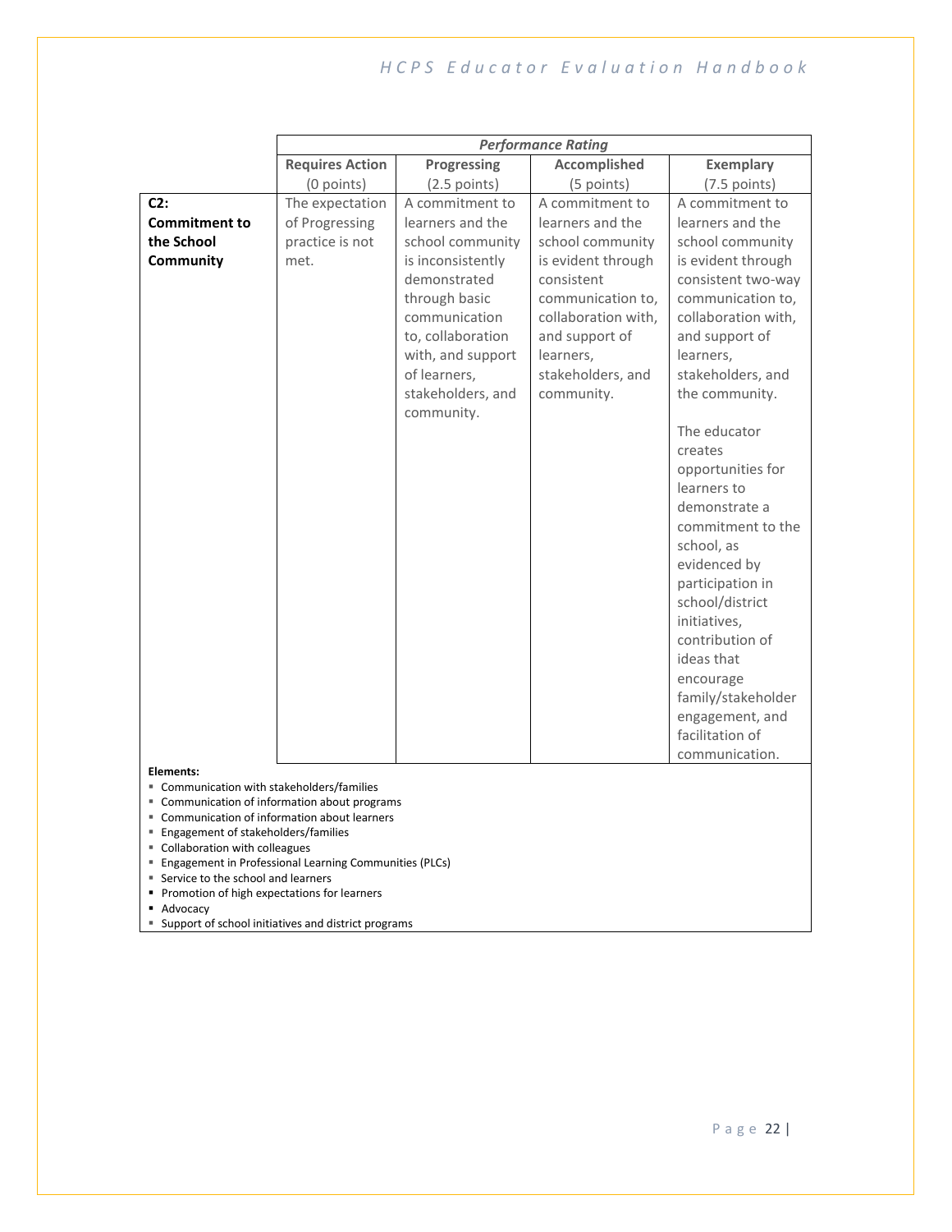| | *Performance Rating* | | | |
|---|---|---|---|---|
| | **Requires Action** (0 points) | **Progressing** (2.5 points) | **Accomplished** (5 points) | **Exemplary** (7.5 points) |
| **C2: Commitment to the School Community** | The expectation of Progressing practice is not met. | A commitment to learners and the school community is inconsistently demonstrated through basic communication to, collaboration with, and support of learners, stakeholders, and community. | A commitment to learners and the school community is evident through consistent communication to, collaboration with, and support of learners, stakeholders, and community. | A commitment to learners and the school community is evident through consistent two-way communication to, collaboration with, and support of learners, stakeholders, and the community.<br><br>The educator creates opportunities for learners to demonstrate a commitment to the school, as evidenced by participation in school/district initiatives, contribution of ideas that encourage family/stakeholder engagement, and facilitation of communication. |

**Elements:**

- Communication with stakeholders/families
- Communication of information about programs
- Communication of information about learners
- Engagement of stakeholders/families
- Collaboration with colleagues
- Engagement in Professional Learning Communities (PLCs)
- Service to the school and learners
- Promotion of high expectations for learners
- Advocacy
- Support of school initiatives and district programs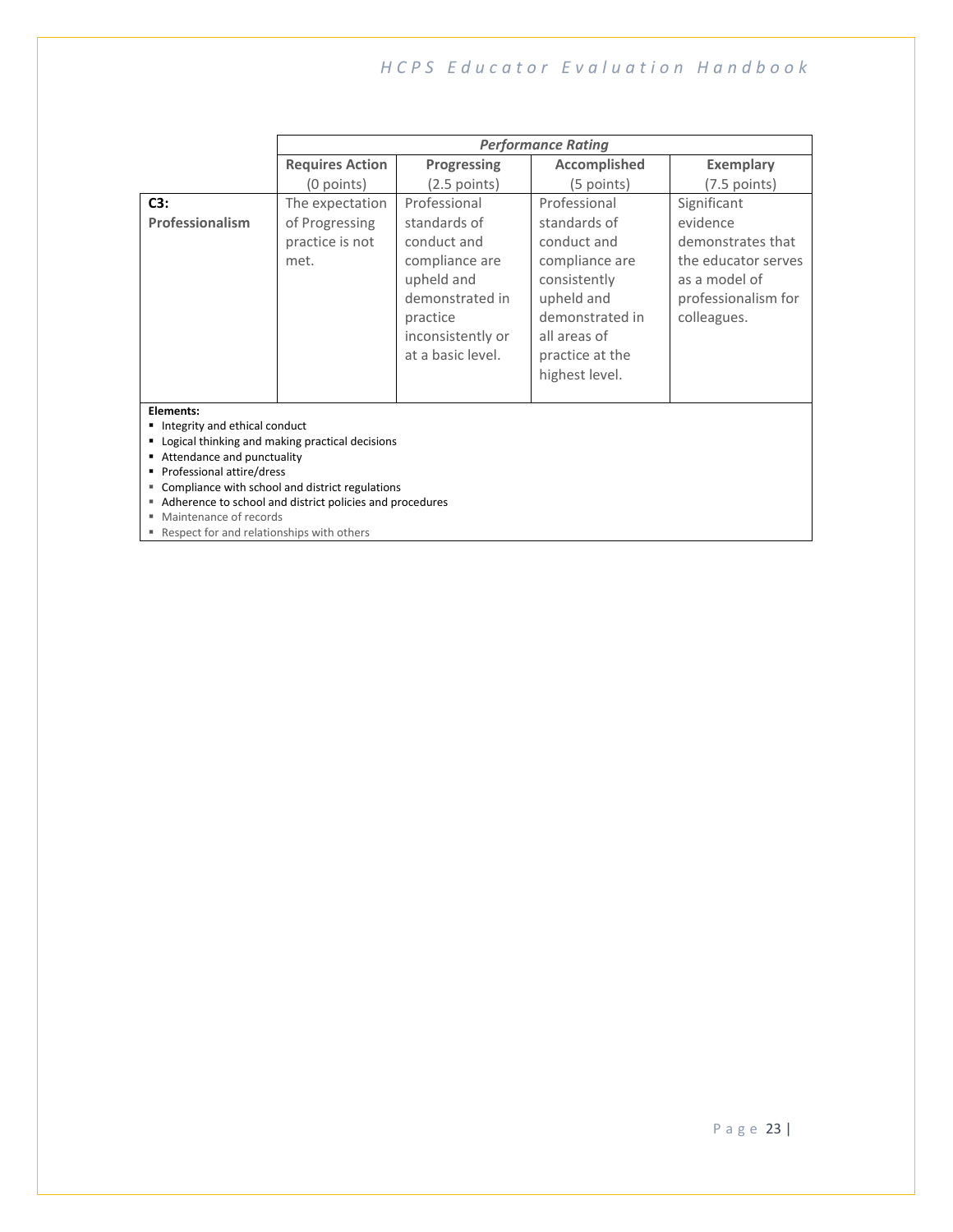| | *Performance Rating* | | | |
|---|---|---|---|---|
| | **Requires Action** (0 points) | **Progressing** (2.5 points) | **Accomplished** (5 points) | **Exemplary** (7.5 points) |
| **C3: Professionalism** | The expectation of Progressing practice is not met. | Professional standards of conduct and compliance are upheld and demonstrated in practice inconsistently or at a basic level. | Professional standards of conduct and compliance are consistently upheld and demonstrated in all areas of practice at the highest level. | Significant evidence demonstrates that the educator serves as a model of professionalism for colleagues. |

**Elements:**

- Integrity and ethical conduct
- Logical thinking and making practical decisions
- Attendance and punctuality
- Professional attire/dress
- Compliance with school and district regulations
- Adherence to school and district policies and procedures
- Maintenance of records
- Respect for and relationships with others